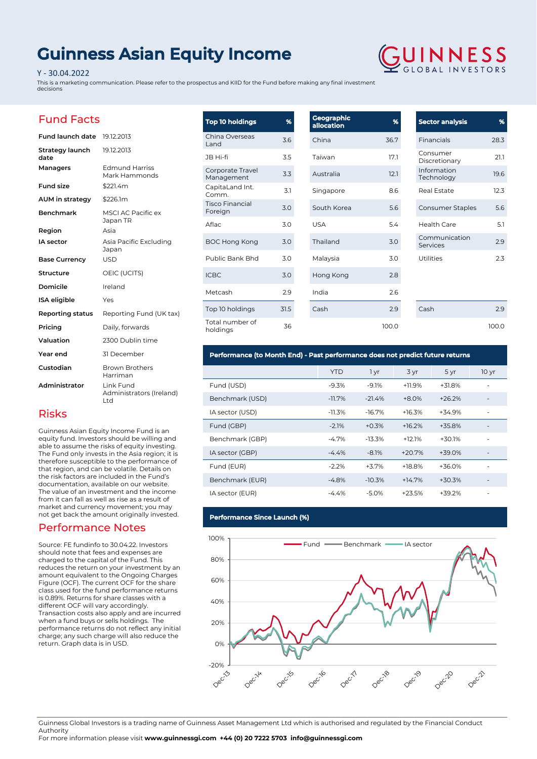# Guinness Asian Equity Income

Y - 30.04.2022

This is a marketing communication. Please refer to the prospectus and KIID for the Fund before making any final investment decisions

## Fund Facts

| | |
|---|---|
| **Fund launch date** | 19.12.2013 |
| **Strategy launch date** | 19.12.2013 |
| **Managers** | Edmund Harriss<br>Mark Hammonds |
| **Fund size** | $221.4m |
| **AUM in strategy** | $226.1m |
| **Benchmark** | MSCI AC Pacific ex Japan TR |
| **Region** | Asia |
| **IA sector** | Asia Pacific Excluding Japan |
| **Base Currency** | USD |
| **Structure** | OEIC (UCITS) |
| **Domicile** | Ireland |
| **ISA eligible** | Yes |
| **Reporting status** | Reporting Fund (UK tax) |
| **Pricing** | Daily, forwards |
| **Valuation** | 2300 Dublin time |
| **Year end** | 31 December |
| **Custodian** | Brown Brothers Harriman |
| **Administrator** | Link Fund Administrators (Ireland) Ltd |

## Risks

Guinness Asian Equity Income Fund is an equity fund. Investors should be willing and able to assume the risks of equity investing. The Fund only invests in the Asia region; it is therefore susceptible to the performance of that region, and can be volatile. Details on the risk factors are included in the Fund's documentation, available on our website. The value of an investment and the income from it can fall as well as rise as a result of market and currency movement; you may not get back the amount originally invested.

## Performance Notes

Source: FE fundinfo to 30.04.22. Investors should note that fees and expenses are charged to the capital of the Fund. This reduces the return on your investment by an amount equivalent to the Ongoing Charges Figure (OCF). The current OCF for the share class used for the fund performance returns is 0.89%. Returns for share classes with a different OCF will vary accordingly. Transaction costs also apply and are incurred when a fund buys or sells holdings. The performance returns do not reflect any initial charge; any such charge will also reduce the return. Graph data is in USD.

| Top 10 holdings | % |
|---|---|
| China Overseas Land | 3.6 |
| JB Hi-fi | 3.5 |
| Corporate Travel Management | 3.3 |
| CapitaLand Int. Comm. | 3.1 |
| Tisco Financial Foreign | 3.0 |
| Aflac | 3.0 |
| BOC Hong Kong | 3.0 |
| Public Bank Bhd | 3.0 |
| ICBC | 3.0 |
| Metcash | 2.9 |
| Top 10 holdings | 31.5 |
| Total number of holdings | 36 |

| Geographic allocation | % |
|---|---|
| China | 36.7 |
| Taiwan | 17.1 |
| Australia | 12.1 |
| Singapore | 8.6 |
| South Korea | 5.6 |
| USA | 5.4 |
| Thailand | 3.0 |
| Malaysia | 3.0 |
| Hong Kong | 2.8 |
| India | 2.6 |
| Cash | 2.9 |
| | 100.0 |

| Sector analysis | % |
|---|---|
| Financials | 28.3 |
| Consumer Discretionary | 21.1 |
| Information Technology | 19.6 |
| Real Estate | 12.3 |
| Consumer Staples | 5.6 |
| Health Care | 5.1 |
| Communication Services | 2.9 |
| Utilities | 2.3 |
| Cash | 2.9 |
| | 100.0 |

### Performance (to Month End) - Past performance does not predict future returns

| | YTD | 1 yr | 3 yr | 5 yr | 10 yr |
|---|---|---|---|---|---|
| Fund (USD) | -9.3% | -9.1% | +11.9% | +31.8% | - |
| Benchmark (USD) | -11.7% | -21.4% | +8.0% | +26.2% | - |
| IA sector (USD) | -11.3% | -16.7% | +16.3% | +34.9% | - |
| Fund (GBP) | -2.1% | +0.3% | +16.2% | +35.8% | - |
| Benchmark (GBP) | -4.7% | -13.3% | +12.1% | +30.1% | - |
| IA sector (GBP) | -4.4% | -8.1% | +20.7% | +39.0% | - |
| Fund (EUR) | -2.2% | +3.7% | +18.8% | +36.0% | - |
| Benchmark (EUR) | -4.8% | -10.3% | +14.7% | +30.3% | - |
| IA sector (EUR) | -4.4% | -5.0% | +23.5% | +39.2% | - |

### Performance Since Launch (%)

Guinness Global Investors is a trading name of Guinness Asset Management Ltd which is authorised and regulated by the Financial Conduct Authority

For more information please visit **www.guinnessgi.com** **+44 (0) 20 7222 5703** **info@guinnessgi.com**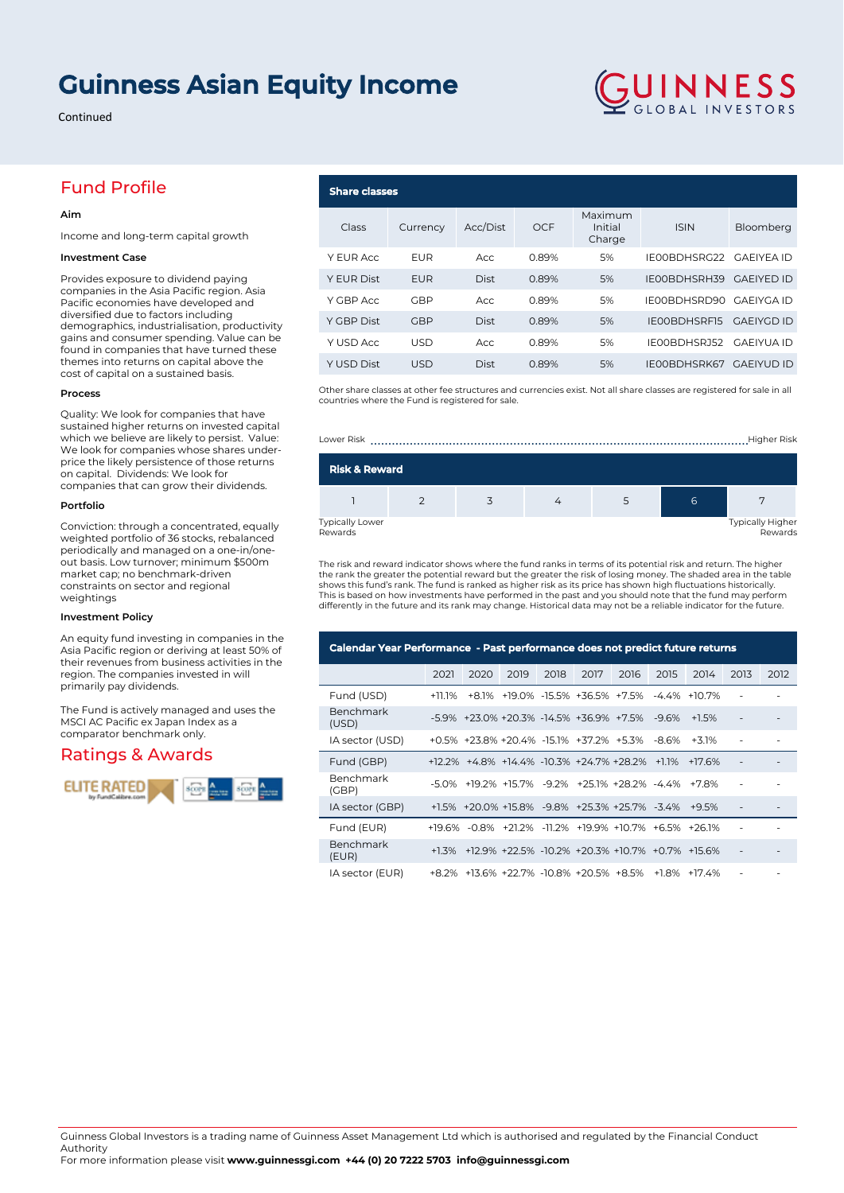# Guinness Asian Equity Income

Continued

## Fund Profile

**Aim**

Income and long-term capital growth

**Investment Case**

Provides exposure to dividend paying companies in the Asia Pacific region. Asia Pacific economies have developed and diversified due to factors including demographics, industrialisation, productivity gains and consumer spending. Value can be found in companies that have turned these themes into returns on capital above the cost of capital on a sustained basis.

**Process**

Quality: We look for companies that have sustained higher returns on invested capital which we believe are likely to persist. Value: We look for companies whose shares under-price the likely persistence of those returns on capital. Dividends: We look for companies that can grow their dividends.

**Portfolio**

Conviction: through a concentrated, equally weighted portfolio of 36 stocks, rebalanced periodically and managed on a one-in/one-out basis. Low turnover; minimum $500m market cap; no benchmark-driven constraints on sector and regional weightings

**Investment Policy**

An equity fund investing in companies in the Asia Pacific region or deriving at least 50% of their revenues from business activities in the region. The companies invested in will primarily pay dividends.

The Fund is actively managed and uses the MSCI AC Pacific ex Japan Index as a comparator benchmark only.

## Ratings & Awards

## Share classes

| Class | Currency | Acc/Dist | OCF | Maximum Initial Charge | ISIN | Bloomberg |
|---|---|---|---|---|---|---|
| Y EUR Acc | EUR | Acc | 0.89% | 5% | IE00BDHSRG22 | GAEIYEA ID |
| Y EUR Dist | EUR | Dist | 0.89% | 5% | IE00BDHSRH39 | GAEIYED ID |
| Y GBP Acc | GBP | Acc | 0.89% | 5% | IE00BDHSRD90 | GAEIYGA ID |
| Y GBP Dist | GBP | Dist | 0.89% | 5% | IE00BDHSRF15 | GAEIYGD ID |
| Y USD Acc | USD | Acc | 0.89% | 5% | IE00BDHSRJ52 | GAEIYUA ID |
| Y USD Dist | USD | Dist | 0.89% | 5% | IE00BDHSRK67 | GAEIYUD ID |

Other share classes at other fee structures and currencies exist. Not all share classes are registered for sale in all countries where the Fund is registered for sale.

## Risk & Reward

Lower Risk ... Higher Risk

| 1 | 2 | 3 | 4 | 5 | **6** | 7 |
|---|---|---|---|---|---|---|

Typically Lower Rewards ... Typically Higher Rewards

The risk and reward indicator shows where the fund ranks in terms of its potential risk and return. The higher the rank the greater the potential reward but the greater the risk of losing money. The shaded area in the table shows this fund's rank. The fund is ranked as higher risk as its price has shown high fluctuations historically. This is based on how investments have performed in the past and you should note that the fund may perform differently in the future and its rank may change. Historical data may not be a reliable indicator for the future.

## Calendar Year Performance - Past performance does not predict future returns

| | 2021 | 2020 | 2019 | 2018 | 2017 | 2016 | 2015 | 2014 | 2013 | 2012 |
|---|---|---|---|---|---|---|---|---|---|---|
| Fund (USD) | +11.1% | +8.1% | +19.0% | -15.5% | +36.5% | +7.5% | -4.4% | +10.7% | - | - |
| Benchmark (USD) | -5.9% | +23.0% | +20.3% | -14.5% | +36.9% | +7.5% | -9.6% | +1.5% | - | - |
| IA sector (USD) | +0.5% | +23.8% | +20.4% | -15.1% | +37.2% | +5.3% | -8.6% | +3.1% | - | - |
| Fund (GBP) | +12.2% | +4.8% | +14.4% | -10.3% | +24.7% | +28.2% | +1.1% | +17.6% | - | - |
| Benchmark (GBP) | -5.0% | +19.2% | +15.7% | -9.2% | +25.1% | +28.2% | -4.4% | +7.8% | - | - |
| IA sector (GBP) | +1.5% | +20.0% | +15.8% | -9.8% | +25.3% | +25.7% | -3.4% | +9.5% | - | - |
| Fund (EUR) | +19.6% | -0.8% | +21.2% | -11.2% | +19.9% | +10.7% | +6.5% | +26.1% | - | - |
| Benchmark (EUR) | +1.3% | +12.9% | +22.5% | -10.2% | +20.3% | +10.7% | +0.7% | +15.6% | - | - |
| IA sector (EUR) | +8.2% | +13.6% | +22.7% | -10.8% | +20.5% | +8.5% | +1.8% | +17.4% | - | - |

Guinness Global Investors is a trading name of Guinness Asset Management Ltd which is authorised and regulated by the Financial Conduct Authority
For more information please visit **www.guinnessgi.com** **+44 (0) 20 7222 5703** **info@guinnessgi.com**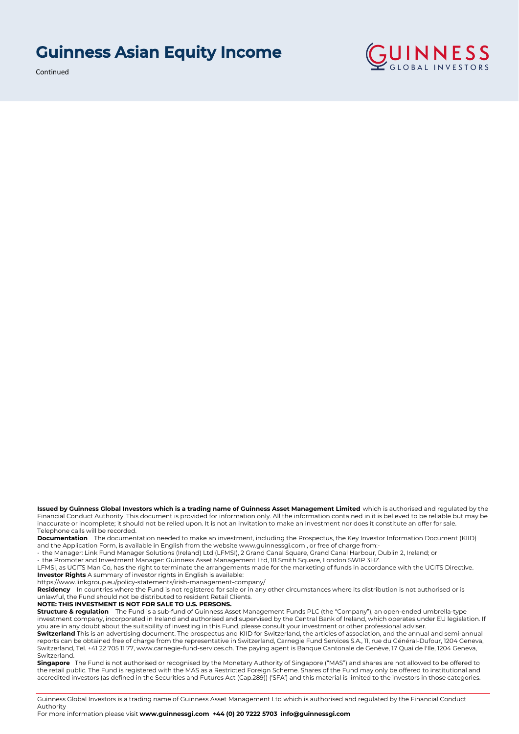**Issued by Guinness Global Investors which is a trading name of Guinness Asset Management Limited** which is authorised and regulated by the Financial Conduct Authority. This document is provided for information only. All the information contained in it is believed to be reliable but may be inaccurate or incomplete; it should not be relied upon. It is not an invitation to make an investment nor does it constitute an offer for sale. Telephone calls will be recorded.

**Documentation** The documentation needed to make an investment, including the Prospectus, the Key Investor Information Document (KIID) and the Application Form, is available in English from the website www.guinnessgi.com , or free of charge from:-

- the Manager: Link Fund Manager Solutions (Ireland) Ltd (LFMSI), 2 Grand Canal Square, Grand Canal Harbour, Dublin 2, Ireland; or
- the Promoter and Investment Manager: Guinness Asset Management Ltd, 18 Smith Square, London SW1P 3HZ.

LFMSI, as UCITS Man Co, has the right to terminate the arrangements made for the marketing of funds in accordance with the UCITS Directive.

**Investor Rights** A summary of investor rights in English is available:
https://www.linkgroup.eu/policy-statements/irish-management-company/

**Residency** In countries where the Fund is not registered for sale or in any other circumstances where its distribution is not authorised or is unlawful, the Fund should not be distributed to resident Retail Clients.

**NOTE: THIS INVESTMENT IS NOT FOR SALE TO U.S. PERSONS.**

**Structure & regulation** The Fund is a sub-fund of Guinness Asset Management Funds PLC (the "Company"), an open-ended umbrella-type investment company, incorporated in Ireland and authorised and supervised by the Central Bank of Ireland, which operates under EU legislation. If you are in any doubt about the suitability of investing in this Fund, please consult your investment or other professional adviser.

**Switzerland** This is an advertising document. The prospectus and KIID for Switzerland, the articles of association, and the annual and semi-annual reports can be obtained free of charge from the representative in Switzerland, Carnegie Fund Services S.A., 11, rue du Général-Dufour, 1204 Geneva, Switzerland, Tel. +41 22 705 11 77, www.carnegie-fund-services.ch. The paying agent is Banque Cantonale de Genève, 17 Quai de l'Ile, 1204 Geneva, Switzerland.

**Singapore** The Fund is not authorised or recognised by the Monetary Authority of Singapore ("MAS") and shares are not allowed to be offered to the retail public. The Fund is registered with the MAS as a Restricted Foreign Scheme. Shares of the Fund may only be offered to institutional and accredited investors (as defined in the Securities and Futures Act (Cap.289)) ('SFA') and this material is limited to the investors in those categories.

Guinness Global Investors is a trading name of Guinness Asset Management Ltd which is authorised and regulated by the Financial Conduct Authority

For more information please visit **www.guinnessgi.com +44 (0) 20 7222 5703 info@guinnessgi.com**